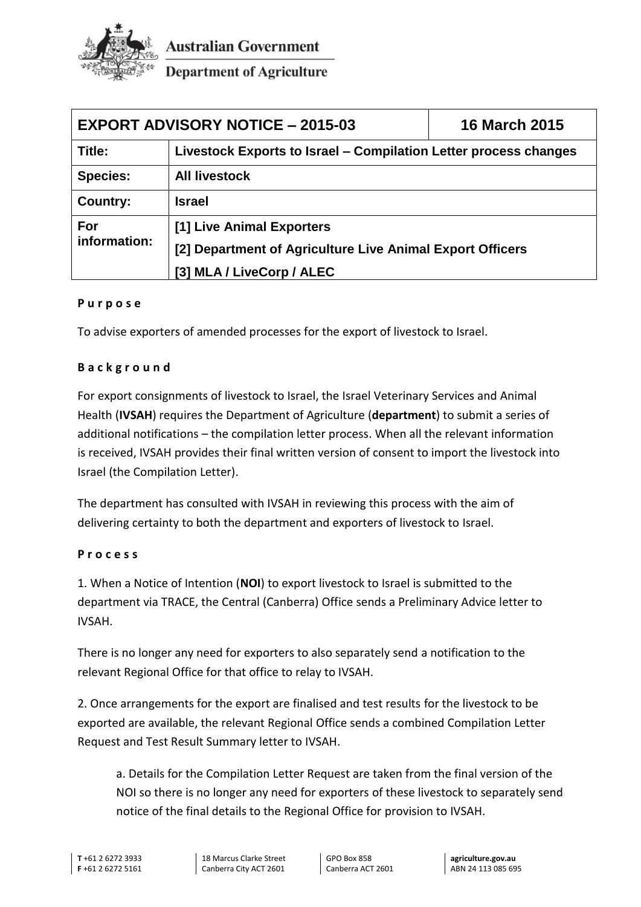Australian Government

Department of Agriculture

| EXPORT ADVISORY NOTICE – 2015-03 | | 16 March 2015 |
|---|---|---|
| **Title:** | **Livestock Exports to Israel – Compilation Letter process changes** | |
| **Species:** | **All livestock** | |
| **Country:** | **Israel** | |
| **For information:** | **[1] Live Animal Exporters**<br>**[2] Department of Agriculture Live Animal Export Officers**<br>**[3] MLA / LiveCorp / ALEC** | |

**Purpose**

To advise exporters of amended processes for the export of livestock to Israel.

**Background**

For export consignments of livestock to Israel, the Israel Veterinary Services and Animal Health (**IVSAH**) requires the Department of Agriculture (**department**) to submit a series of additional notifications – the compilation letter process. When all the relevant information is received, IVSAH provides their final written version of consent to import the livestock into Israel (the Compilation Letter).

The department has consulted with IVSAH in reviewing this process with the aim of delivering certainty to both the department and exporters of livestock to Israel.

**Process**

1. When a Notice of Intention (**NOI**) to export livestock to Israel is submitted to the department via TRACE, the Central (Canberra) Office sends a Preliminary Advice letter to IVSAH.

There is no longer any need for exporters to also separately send a notification to the relevant Regional Office for that office to relay to IVSAH.

2. Once arrangements for the export are finalised and test results for the livestock to be exported are available, the relevant Regional Office sends a combined Compilation Letter Request and Test Result Summary letter to IVSAH.

   a. Details for the Compilation Letter Request are taken from the final version of the NOI so there is no longer any need for exporters of these livestock to separately send notice of the final details to the Regional Office for provision to IVSAH.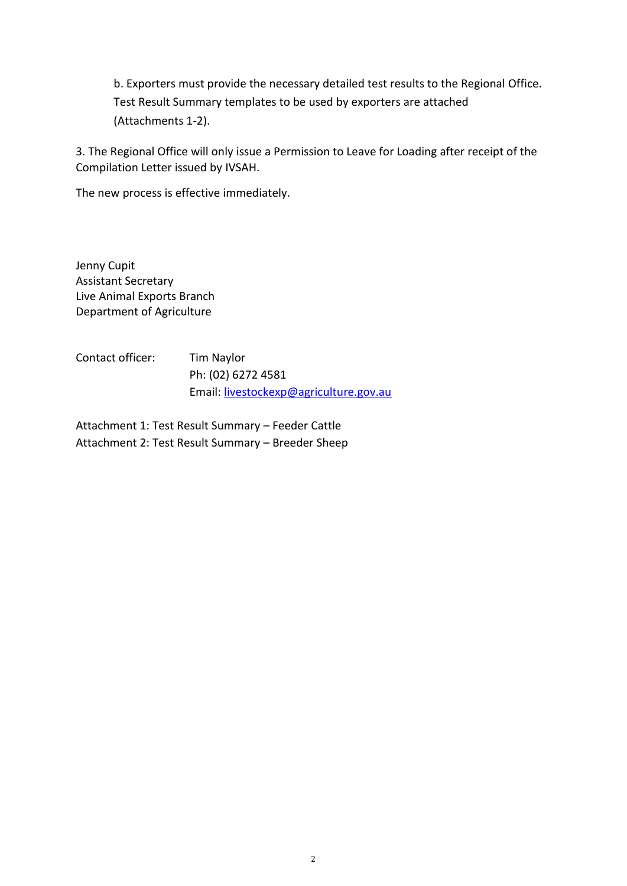b. Exporters must provide the necessary detailed test results to the Regional Office. Test Result Summary templates to be used by exporters are attached (Attachments 1-2).

3. The Regional Office will only issue a Permission to Leave for Loading after receipt of the Compilation Letter issued by IVSAH.

The new process is effective immediately.

Jenny Cupit
Assistant Secretary
Live Animal Exports Branch
Department of Agriculture

Contact officer: Tim Naylor
Ph: (02) 6272 4581
Email: livestockexp@agriculture.gov.au

Attachment 1: Test Result Summary – Feeder Cattle
Attachment 2: Test Result Summary – Breeder Sheep